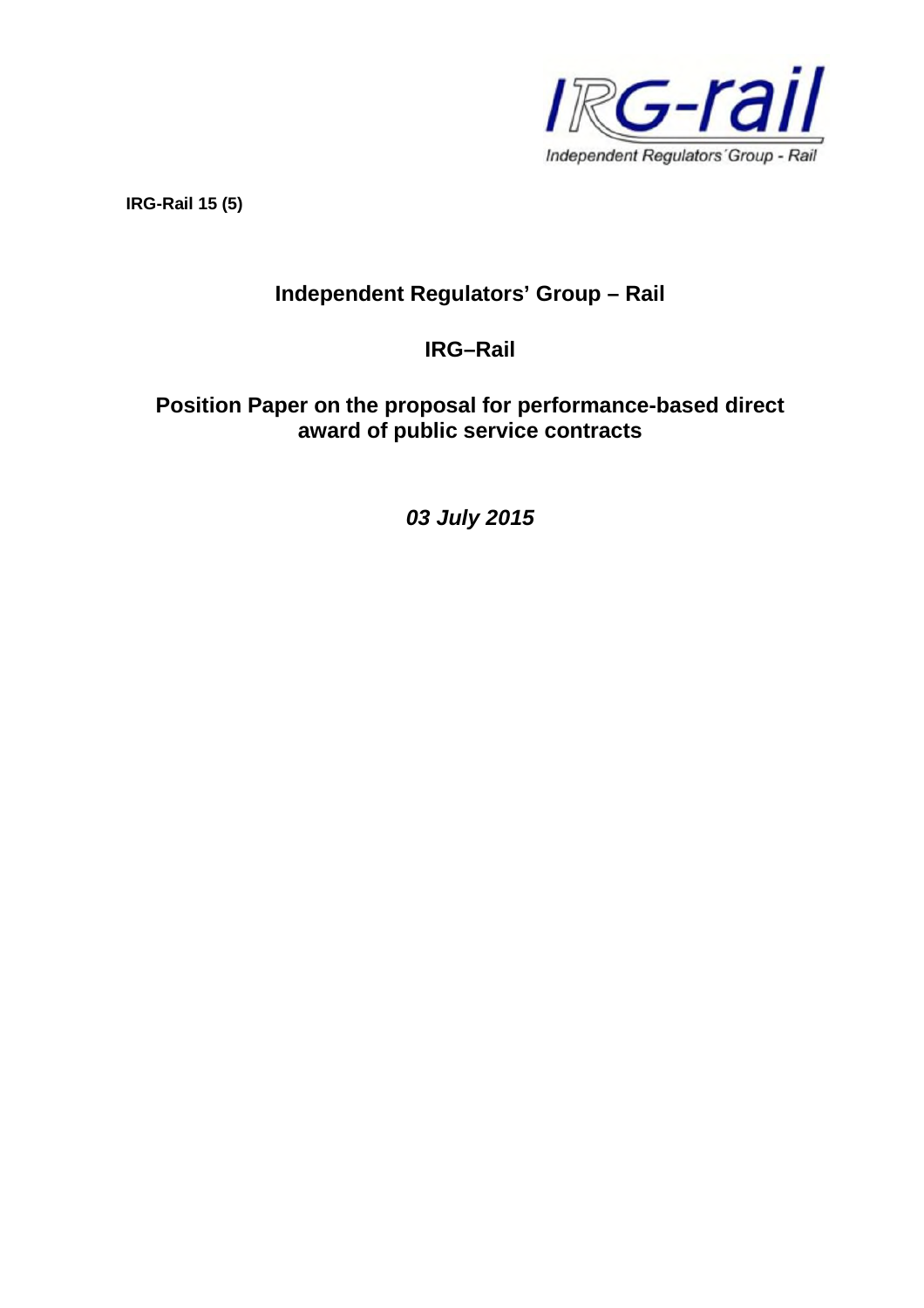IRG-rail

Independent Regulators´Group - Rail

**IRG-Rail 15 (5)**

# Independent Regulators' Group – Rail

## IRG–Rail

## Position Paper on the proposal for performance-based direct award of public service contracts

***03 July 2015***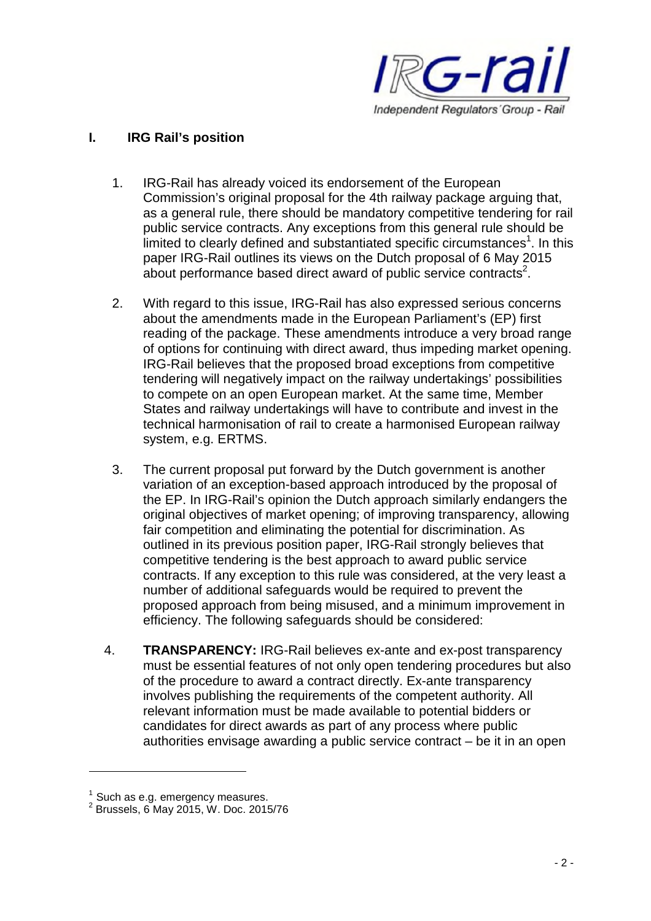## I. IRG Rail's position

1. IRG-Rail has already voiced its endorsement of the European Commission's original proposal for the 4th railway package arguing that, as a general rule, there should be mandatory competitive tendering for rail public service contracts. Any exceptions from this general rule should be limited to clearly defined and substantiated specific circumstances[1]. In this paper IRG-Rail outlines its views on the Dutch proposal of 6 May 2015 about performance based direct award of public service contracts[2].

2. With regard to this issue, IRG-Rail has also expressed serious concerns about the amendments made in the European Parliament's (EP) first reading of the package. These amendments introduce a very broad range of options for continuing with direct award, thus impeding market opening. IRG-Rail believes that the proposed broad exceptions from competitive tendering will negatively impact on the railway undertakings' possibilities to compete on an open European market. At the same time, Member States and railway undertakings will have to contribute and invest in the technical harmonisation of rail to create a harmonised European railway system, e.g. ERTMS.

3. The current proposal put forward by the Dutch government is another variation of an exception-based approach introduced by the proposal of the EP. In IRG-Rail's opinion the Dutch approach similarly endangers the original objectives of market opening; of improving transparency, allowing fair competition and eliminating the potential for discrimination. As outlined in its previous position paper, IRG-Rail strongly believes that competitive tendering is the best approach to award public service contracts. If any exception to this rule was considered, at the very least a number of additional safeguards would be required to prevent the proposed approach from being misused, and a minimum improvement in efficiency. The following safeguards should be considered:

4. **TRANSPARENCY:** IRG-Rail believes ex-ante and ex-post transparency must be essential features of not only open tendering procedures but also of the procedure to award a contract directly. Ex-ante transparency involves publishing the requirements of the competent authority. All relevant information must be made available to potential bidders or candidates for direct awards as part of any process where public authorities envisage awarding a public service contract – be it in an open

[1] Such as e.g. emergency measures.

[2] Brussels, 6 May 2015, W. Doc. 2015/76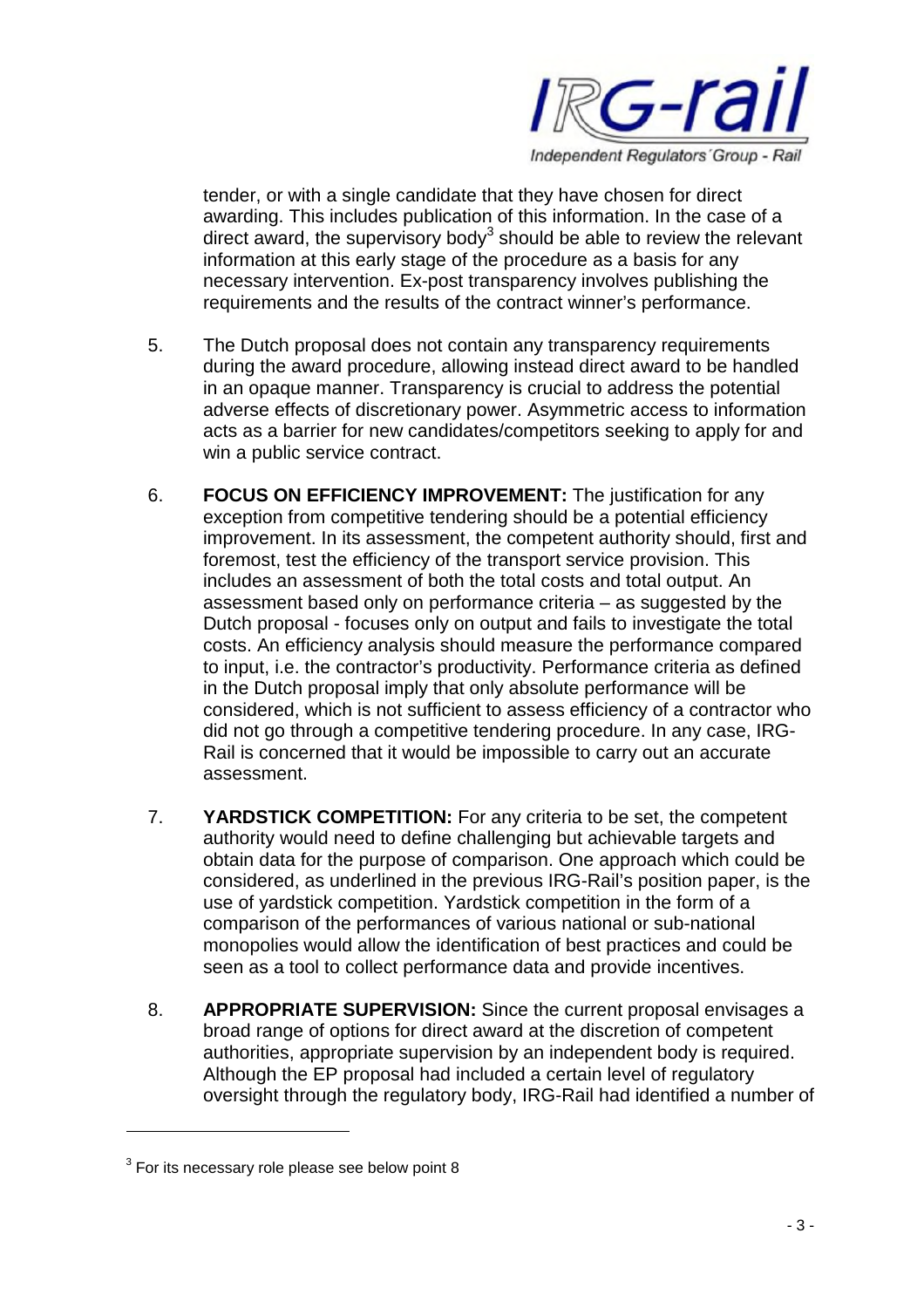tender, or with a single candidate that they have chosen for direct awarding. This includes publication of this information. In the case of a direct award, the supervisory body[3] should be able to review the relevant information at this early stage of the procedure as a basis for any necessary intervention. Ex-post transparency involves publishing the requirements and the results of the contract winner's performance.

5. The Dutch proposal does not contain any transparency requirements during the award procedure, allowing instead direct award to be handled in an opaque manner. Transparency is crucial to address the potential adverse effects of discretionary power. Asymmetric access to information acts as a barrier for new candidates/competitors seeking to apply for and win a public service contract.

6. **FOCUS ON EFFICIENCY IMPROVEMENT:** The justification for any exception from competitive tendering should be a potential efficiency improvement. In its assessment, the competent authority should, first and foremost, test the efficiency of the transport service provision. This includes an assessment of both the total costs and total output. An assessment based only on performance criteria – as suggested by the Dutch proposal - focuses only on output and fails to investigate the total costs. An efficiency analysis should measure the performance compared to input, i.e. the contractor's productivity. Performance criteria as defined in the Dutch proposal imply that only absolute performance will be considered, which is not sufficient to assess efficiency of a contractor who did not go through a competitive tendering procedure. In any case, IRG-Rail is concerned that it would be impossible to carry out an accurate assessment.

7. **YARDSTICK COMPETITION:** For any criteria to be set, the competent authority would need to define challenging but achievable targets and obtain data for the purpose of comparison. One approach which could be considered, as underlined in the previous IRG-Rail's position paper, is the use of yardstick competition. Yardstick competition in the form of a comparison of the performances of various national or sub-national monopolies would allow the identification of best practices and could be seen as a tool to collect performance data and provide incentives.

8. **APPROPRIATE SUPERVISION:** Since the current proposal envisages a broad range of options for direct award at the discretion of competent authorities, appropriate supervision by an independent body is required. Although the EP proposal had included a certain level of regulatory oversight through the regulatory body, IRG-Rail had identified a number of

[3] For its necessary role please see below point 8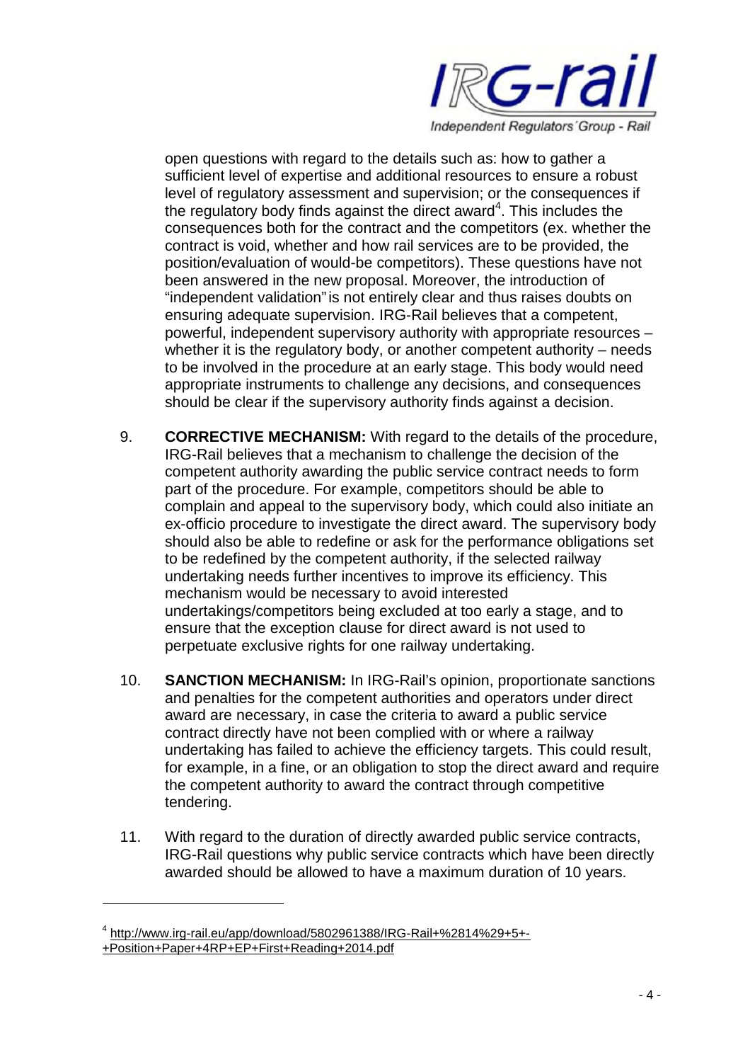open questions with regard to the details such as: how to gather a sufficient level of expertise and additional resources to ensure a robust level of regulatory assessment and supervision; or the consequences if the regulatory body finds against the direct award[4]. This includes the consequences both for the contract and the competitors (ex. whether the contract is void, whether and how rail services are to be provided, the position/evaluation of would-be competitors). These questions have not been answered in the new proposal. Moreover, the introduction of "independent validation" is not entirely clear and thus raises doubts on ensuring adequate supervision. IRG-Rail believes that a competent, powerful, independent supervisory authority with appropriate resources – whether it is the regulatory body, or another competent authority – needs to be involved in the procedure at an early stage. This body would need appropriate instruments to challenge any decisions, and consequences should be clear if the supervisory authority finds against a decision.

9. **CORRECTIVE MECHANISM:** With regard to the details of the procedure, IRG-Rail believes that a mechanism to challenge the decision of the competent authority awarding the public service contract needs to form part of the procedure. For example, competitors should be able to complain and appeal to the supervisory body, which could also initiate an ex-officio procedure to investigate the direct award. The supervisory body should also be able to redefine or ask for the performance obligations set to be redefined by the competent authority, if the selected railway undertaking needs further incentives to improve its efficiency. This mechanism would be necessary to avoid interested undertakings/competitors being excluded at too early a stage, and to ensure that the exception clause for direct award is not used to perpetuate exclusive rights for one railway undertaking.

10. **SANCTION MECHANISM:** In IRG-Rail's opinion, proportionate sanctions and penalties for the competent authorities and operators under direct award are necessary, in case the criteria to award a public service contract directly have not been complied with or where a railway undertaking has failed to achieve the efficiency targets. This could result, for example, in a fine, or an obligation to stop the direct award and require the competent authority to award the contract through competitive tendering.

11. With regard to the duration of directly awarded public service contracts, IRG-Rail questions why public service contracts which have been directly awarded should be allowed to have a maximum duration of 10 years.

[4] http://www.irg-rail.eu/app/download/5802961388/IRG-Rail+%2814%29+5+-+Position+Paper+4RP+EP+First+Reading+2014.pdf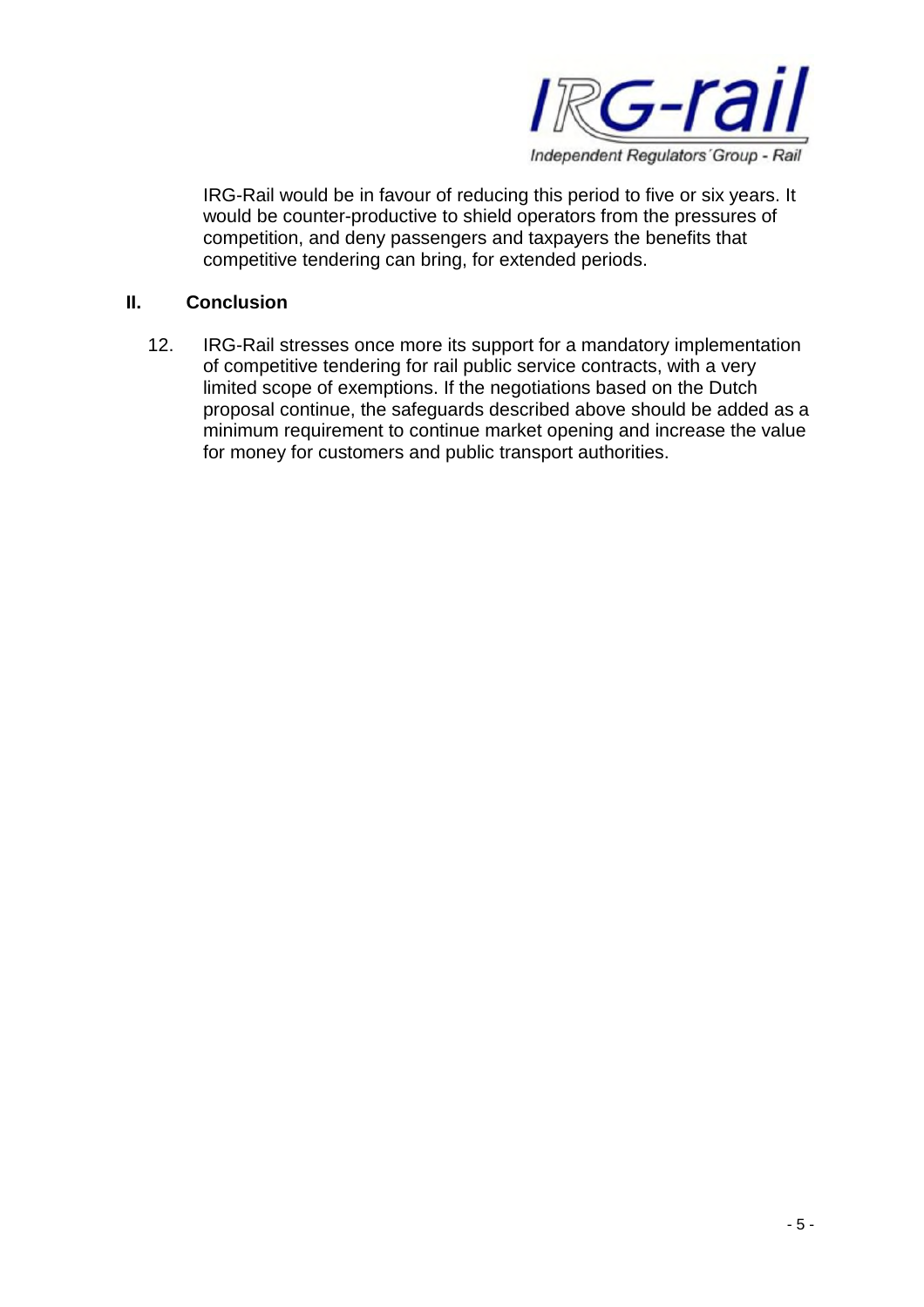IRG-Rail would be in favour of reducing this period to five or six years. It would be counter-productive to shield operators from the pressures of competition, and deny passengers and taxpayers the benefits that competitive tendering can bring, for extended periods.

## II. Conclusion

12. IRG-Rail stresses once more its support for a mandatory implementation of competitive tendering for rail public service contracts, with a very limited scope of exemptions. If the negotiations based on the Dutch proposal continue, the safeguards described above should be added as a minimum requirement to continue market opening and increase the value for money for customers and public transport authorities.